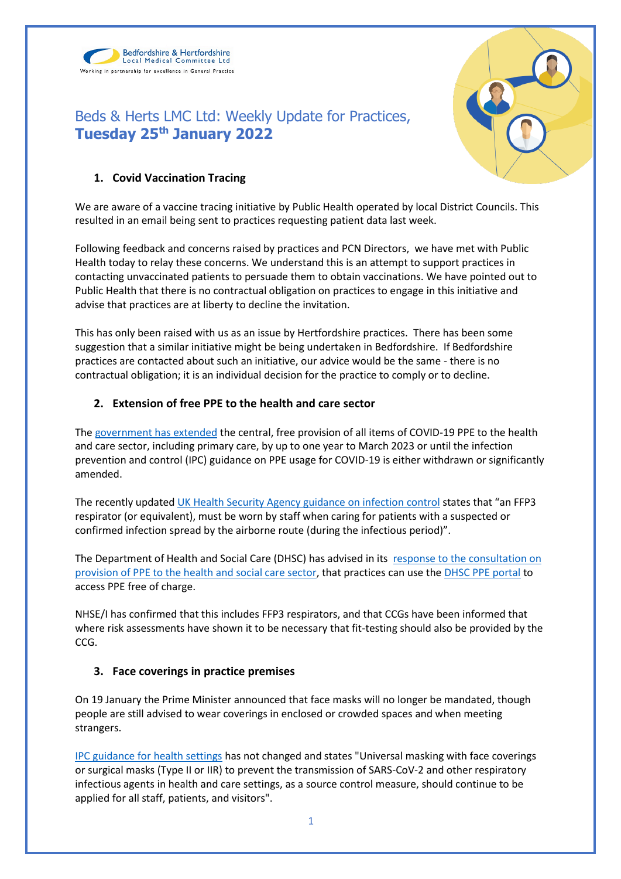Bedfordshire & Hertfordshire Local Medical Committee Ltd

Working in partnership for excellence in General Practice

# Beds & Herts LMC Ltd: Weekly Update for Practices, **Tuesday 25th January 2022**

## 1. Covid Vaccination Tracing

We are aware of a vaccine tracing initiative by Public Health operated by local District Councils. This resulted in an email being sent to practices requesting patient data last week.

Following feedback and concerns raised by practices and PCN Directors, we have met with Public Health today to relay these concerns. We understand this is an attempt to support practices in contacting unvaccinated patients to persuade them to obtain vaccinations. We have pointed out to Public Health that there is no contractual obligation on practices to engage in this initiative and advise that practices are at liberty to decline the invitation.

This has only been raised with us as an issue by Hertfordshire practices. There has been some suggestion that a similar initiative might be being undertaken in Bedfordshire. If Bedfordshire practices are contacted about such an initiative, our advice would be the same - there is no contractual obligation; it is an individual decision for the practice to comply or to decline.

## 2. Extension of free PPE to the health and care sector

The government has extended the central, free provision of all items of COVID-19 PPE to the health and care sector, including primary care, by up to one year to March 2023 or until the infection prevention and control (IPC) guidance on PPE usage for COVID-19 is either withdrawn or significantly amended.

The recently updated UK Health Security Agency guidance on infection control states that "an FFP3 respirator (or equivalent), must be worn by staff when caring for patients with a suspected or confirmed infection spread by the airborne route (during the infectious period)".

The Department of Health and Social Care (DHSC) has advised in its response to the consultation on provision of PPE to the health and social care sector, that practices can use the DHSC PPE portal to access PPE free of charge.

NHSE/I has confirmed that this includes FFP3 respirators, and that CCGs have been informed that where risk assessments have shown it to be necessary that fit-testing should also be provided by the CCG.

## 3. Face coverings in practice premises

On 19 January the Prime Minister announced that face masks will no longer be mandated, though people are still advised to wear coverings in enclosed or crowded spaces and when meeting strangers.

IPC guidance for health settings has not changed and states "Universal masking with face coverings or surgical masks (Type II or IIR) to prevent the transmission of SARS-CoV-2 and other respiratory infectious agents in health and care settings, as a source control measure, should continue to be applied for all staff, patients, and visitors".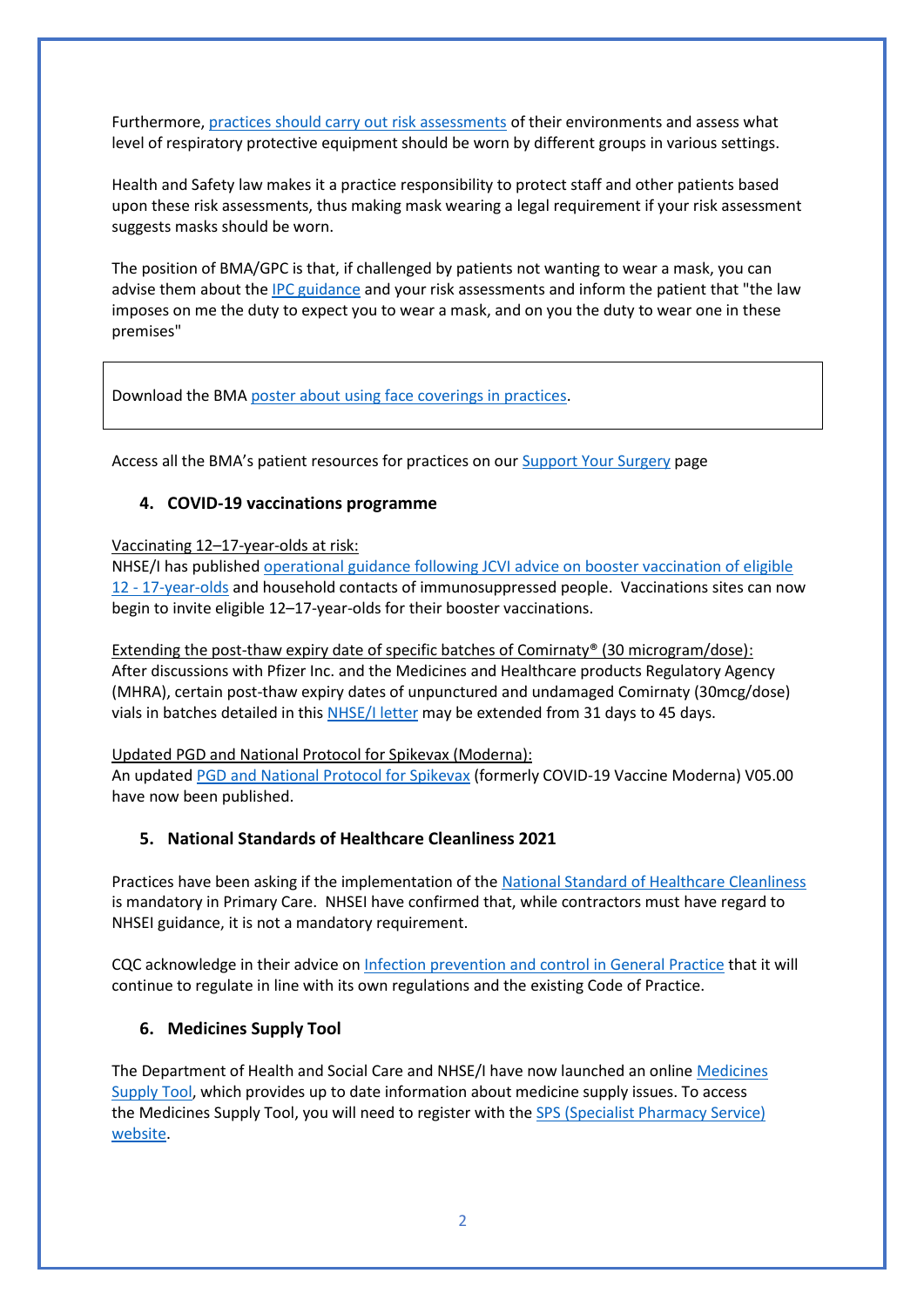Furthermore, practices should carry out risk assessments of their environments and assess what level of respiratory protective equipment should be worn by different groups in various settings.

Health and Safety law makes it a practice responsibility to protect staff and other patients based upon these risk assessments, thus making mask wearing a legal requirement if your risk assessment suggests masks should be worn.

The position of BMA/GPC is that, if challenged by patients not wanting to wear a mask, you can advise them about the IPC guidance and your risk assessments and inform the patient that "the law imposes on me the duty to expect you to wear a mask, and on you the duty to wear one in these premises"

Download the BMA poster about using face coverings in practices.

Access all the BMA's patient resources for practices on our Support Your Surgery page

## 4. COVID-19 vaccinations programme

Vaccinating 12–17-year-olds at risk:

NHSE/I has published operational guidance following JCVI advice on booster vaccination of eligible 12 - 17-year-olds and household contacts of immunosuppressed people. Vaccinations sites can now begin to invite eligible 12–17-year-olds for their booster vaccinations.

Extending the post-thaw expiry date of specific batches of Comirnaty® (30 microgram/dose):

After discussions with Pfizer Inc. and the Medicines and Healthcare products Regulatory Agency (MHRA), certain post-thaw expiry dates of unpunctured and undamaged Comirnaty (30mcg/dose) vials in batches detailed in this NHSE/I letter may be extended from 31 days to 45 days.

Updated PGD and National Protocol for Spikevax (Moderna):

An updated PGD and National Protocol for Spikevax (formerly COVID-19 Vaccine Moderna) V05.00 have now been published.

## 5. National Standards of Healthcare Cleanliness 2021

Practices have been asking if the implementation of the National Standard of Healthcare Cleanliness is mandatory in Primary Care. NHSEI have confirmed that, while contractors must have regard to NHSEI guidance, it is not a mandatory requirement.

CQC acknowledge in their advice on Infection prevention and control in General Practice that it will continue to regulate in line with its own regulations and the existing Code of Practice.

## 6. Medicines Supply Tool

The Department of Health and Social Care and NHSE/I have now launched an online Medicines Supply Tool, which provides up to date information about medicine supply issues. To access the Medicines Supply Tool, you will need to register with the SPS (Specialist Pharmacy Service) website.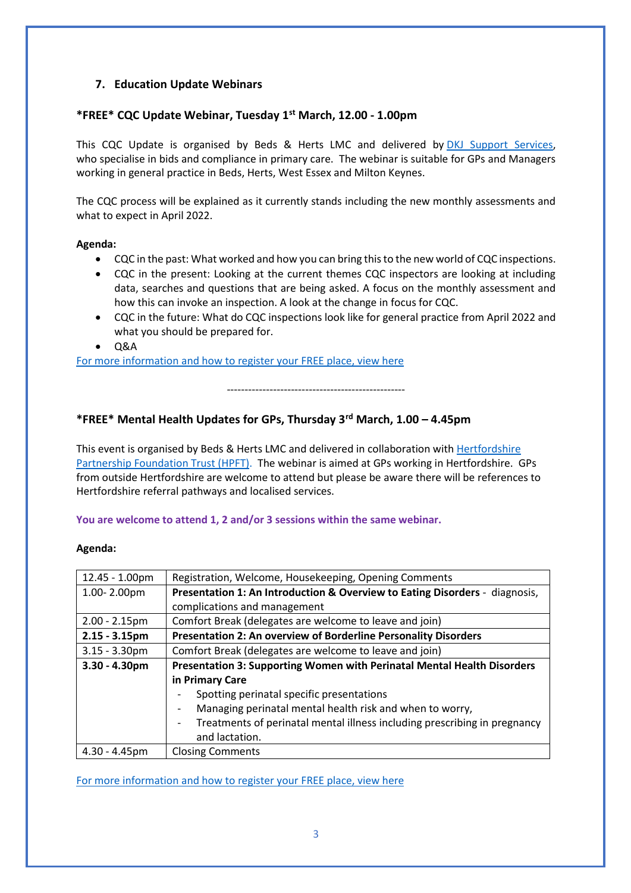## 7. Education Update Webinars

### *FREE* CQC Update Webinar, Tuesday 1st March, 12.00 - 1.00pm

This CQC Update is organised by Beds & Herts LMC and delivered by DKJ Support Services, who specialise in bids and compliance in primary care. The webinar is suitable for GPs and Managers working in general practice in Beds, Herts, West Essex and Milton Keynes.

The CQC process will be explained as it currently stands including the new monthly assessments and what to expect in April 2022.

**Agenda:**

- CQC in the past: What worked and how you can bring this to the new world of CQC inspections.
- CQC in the present: Looking at the current themes CQC inspectors are looking at including data, searches and questions that are being asked. A focus on the monthly assessment and how this can invoke an inspection. A look at the change in focus for CQC.
- CQC in the future: What do CQC inspections look like for general practice from April 2022 and what you should be prepared for.
- Q&A

For more information and how to register your FREE place, view here

---

### *FREE* Mental Health Updates for GPs, Thursday 3rd March, 1.00 – 4.45pm

This event is organised by Beds & Herts LMC and delivered in collaboration with Hertfordshire Partnership Foundation Trust (HPFT). The webinar is aimed at GPs working in Hertfordshire. GPs from outside Hertfordshire are welcome to attend but please be aware there will be references to Hertfordshire referral pathways and localised services.

**You are welcome to attend 1, 2 and/or 3 sessions within the same webinar.**

**Agenda:**

| Time | Session |
|---|---|
| 12.45 - 1.00pm | Registration, Welcome, Housekeeping, Opening Comments |
| 1.00- 2.00pm | **Presentation 1: An Introduction & Overview to Eating Disorders** - diagnosis, complications and management |
| 2.00 - 2.15pm | Comfort Break (delegates are welcome to leave and join) |
| **2.15 - 3.15pm** | **Presentation 2: An overview of Borderline Personality Disorders** |
| 3.15 - 3.30pm | Comfort Break (delegates are welcome to leave and join) |
| **3.30 - 4.30pm** | **Presentation 3: Supporting Women with Perinatal Mental Health Disorders in Primary Care**<br>- Spotting perinatal specific presentations<br>- Managing perinatal mental health risk and when to worry,<br>- Treatments of perinatal mental illness including prescribing in pregnancy and lactation. |
| 4.30 - 4.45pm | Closing Comments |

For more information and how to register your FREE place, view here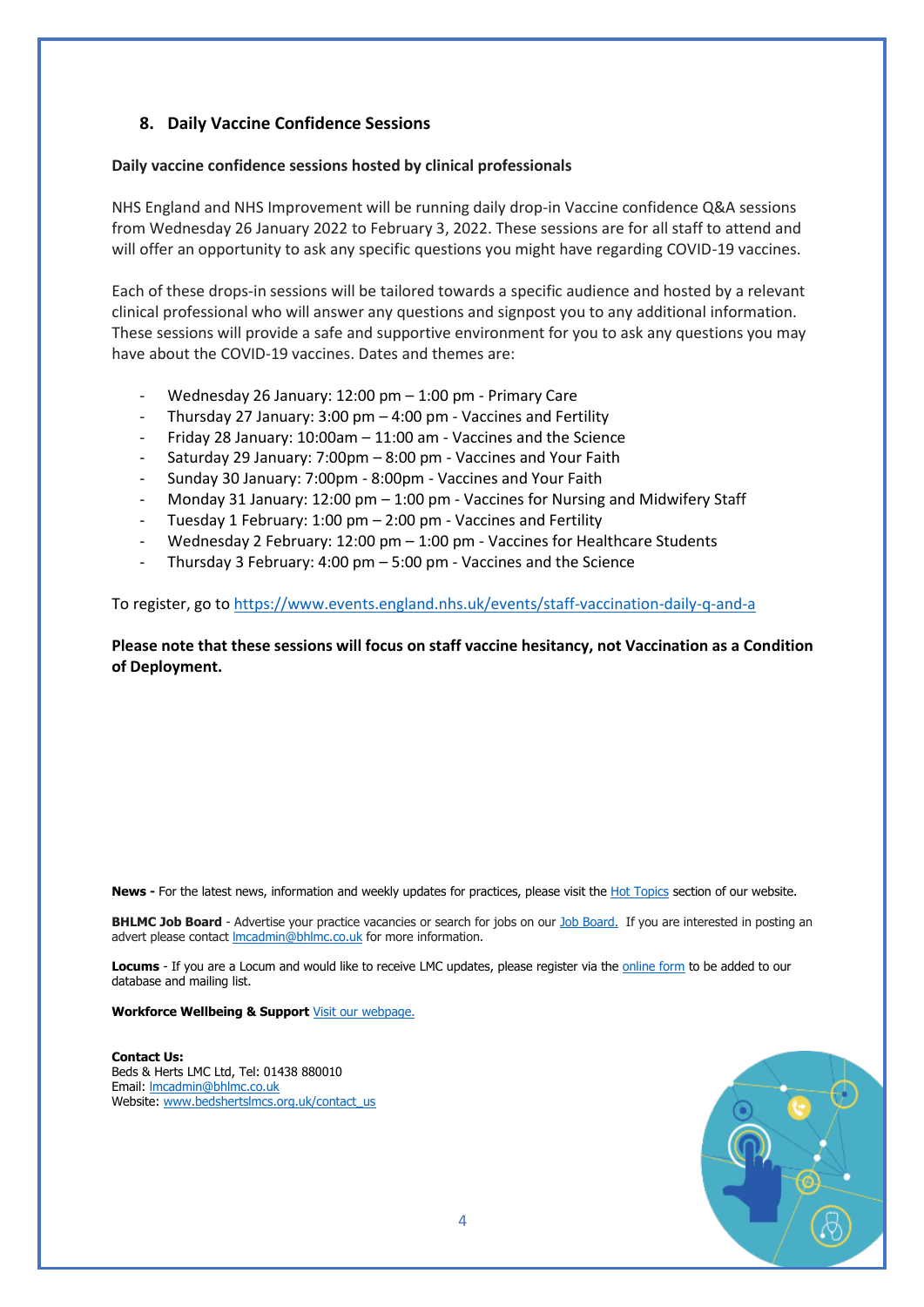## 8. Daily Vaccine Confidence Sessions

**Daily vaccine confidence sessions hosted by clinical professionals**

NHS England and NHS Improvement will be running daily drop-in Vaccine confidence Q&A sessions from Wednesday 26 January 2022 to February 3, 2022. These sessions are for all staff to attend and will offer an opportunity to ask any specific questions you might have regarding COVID-19 vaccines.

Each of these drops-in sessions will be tailored towards a specific audience and hosted by a relevant clinical professional who will answer any questions and signpost you to any additional information. These sessions will provide a safe and supportive environment for you to ask any questions you may have about the COVID-19 vaccines. Dates and themes are:

- Wednesday 26 January: 12:00 pm – 1:00 pm - Primary Care
- Thursday 27 January: 3:00 pm – 4:00 pm - Vaccines and Fertility
- Friday 28 January: 10:00am – 11:00 am - Vaccines and the Science
- Saturday 29 January: 7:00pm – 8:00 pm - Vaccines and Your Faith
- Sunday 30 January: 7:00pm - 8:00pm - Vaccines and Your Faith
- Monday 31 January: 12:00 pm – 1:00 pm - Vaccines for Nursing and Midwifery Staff
- Tuesday 1 February: 1:00 pm – 2:00 pm - Vaccines and Fertility
- Wednesday 2 February: 12:00 pm – 1:00 pm - Vaccines for Healthcare Students
- Thursday 3 February: 4:00 pm – 5:00 pm - Vaccines and the Science

To register, go to https://www.events.england.nhs.uk/events/staff-vaccination-daily-q-and-a

**Please note that these sessions will focus on staff vaccine hesitancy, not Vaccination as a Condition of Deployment.**

**News -** For the latest news, information and weekly updates for practices, please visit the Hot Topics section of our website.

**BHLMC Job Board** - Advertise your practice vacancies or search for jobs on our Job Board. If you are interested in posting an advert please contact lmcadmin@bhlmc.co.uk for more information.

**Locums** - If you are a Locum and would like to receive LMC updates, please register via the online form to be added to our database and mailing list.

**Workforce Wellbeing & Support** Visit our webpage.

**Contact Us:**
Beds & Herts LMC Ltd, Tel: 01438 880010
Email: lmcadmin@bhlmc.co.uk
Website: www.bedshertslmcs.org.uk/contact_us